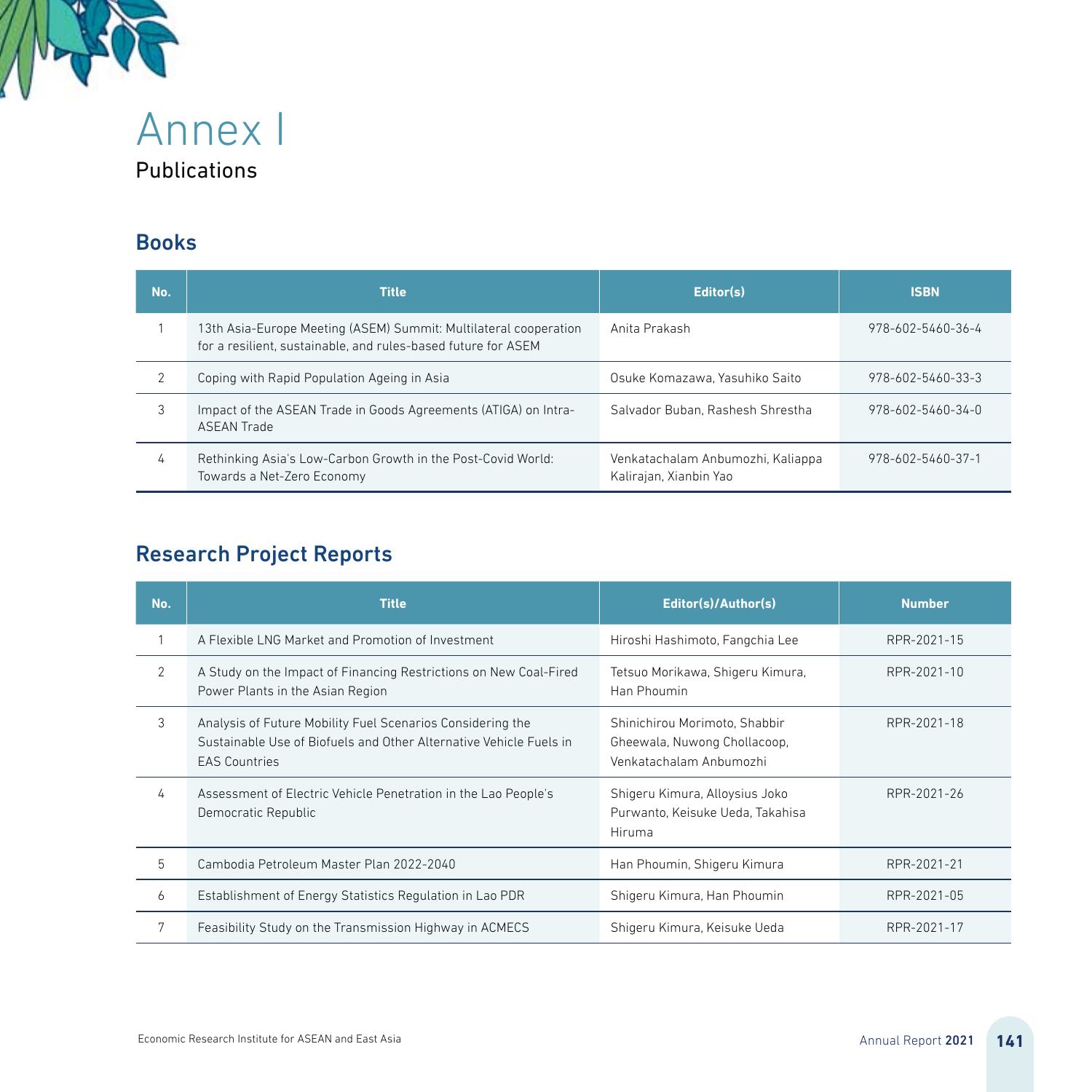# Annex I

## Publications

### Books

| No. | Title | Editor(s) | ISBN |
|---|---|---|---|
| 1 | 13th Asia-Europe Meeting (ASEM) Summit: Multilateral cooperation for a resilient, sustainable, and rules-based future for ASEM | Anita Prakash | 978-602-5460-36-4 |
| 2 | Coping with Rapid Population Ageing in Asia | Osuke Komazawa, Yasuhiko Saito | 978-602-5460-33-3 |
| 3 | Impact of the ASEAN Trade in Goods Agreements (ATIGA) on Intra-ASEAN Trade | Salvador Buban, Rashesh Shrestha | 978-602-5460-34-0 |
| 4 | Rethinking Asia's Low-Carbon Growth in the Post-Covid World: Towards a Net-Zero Economy | Venkatachalam Anbumozhi, Kaliappa Kalirajan, Xianbin Yao | 978-602-5460-37-1 |

### Research Project Reports

| No. | Title | Editor(s)/Author(s) | Number |
|---|---|---|---|
| 1 | A Flexible LNG Market and Promotion of Investment | Hiroshi Hashimoto, Fangchia Lee | RPR-2021-15 |
| 2 | A Study on the Impact of Financing Restrictions on New Coal-Fired Power Plants in the Asian Region | Tetsuo Morikawa, Shigeru Kimura, Han Phoumin | RPR-2021-10 |
| 3 | Analysis of Future Mobility Fuel Scenarios Considering the Sustainable Use of Biofuels and Other Alternative Vehicle Fuels in EAS Countries | Shinichirou Morimoto, Shabbir Gheewala, Nuwong Chollacoop, Venkatachalam Anbumozhi | RPR-2021-18 |
| 4 | Assessment of Electric Vehicle Penetration in the Lao People's Democratic Republic | Shigeru Kimura, Alloysius Joko Purwanto, Keisuke Ueda, Takahisa Hiruma | RPR-2021-26 |
| 5 | Cambodia Petroleum Master Plan 2022-2040 | Han Phoumin, Shigeru Kimura | RPR-2021-21 |
| 6 | Establishment of Energy Statistics Regulation in Lao PDR | Shigeru Kimura, Han Phoumin | RPR-2021-05 |
| 7 | Feasibility Study on the Transmission Highway in ACMECS | Shigeru Kimura, Keisuke Ueda | RPR-2021-17 |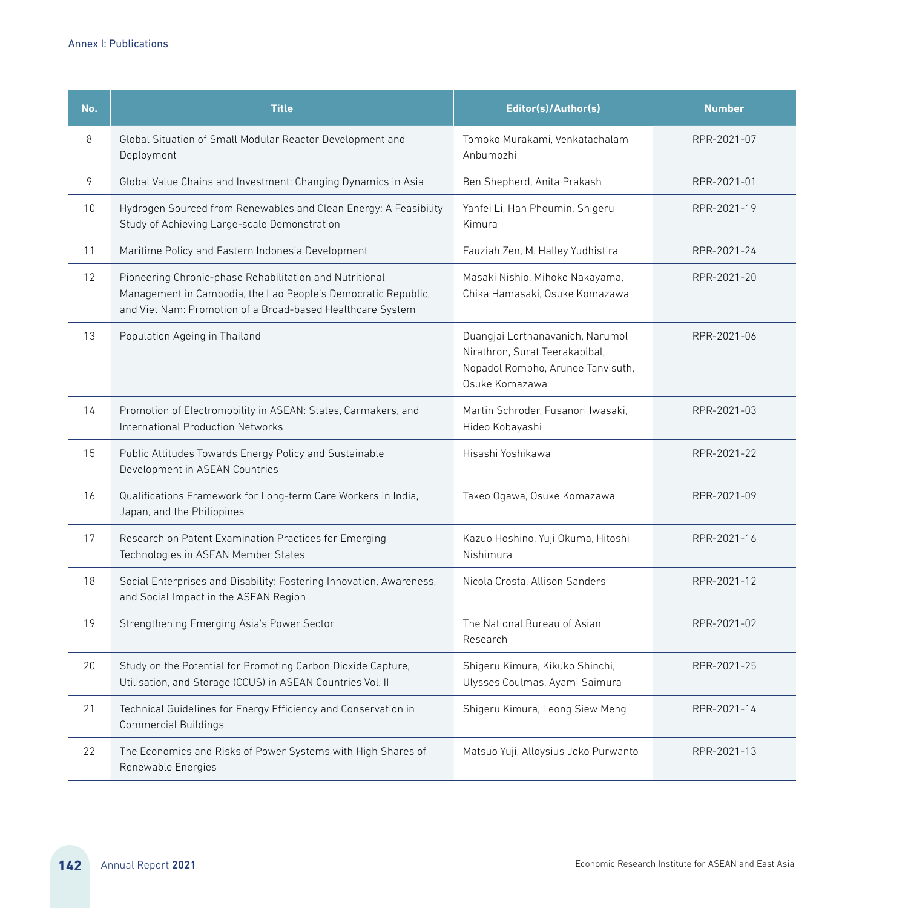| No. | Title | Editor(s)/Author(s) | Number |
|---|---|---|---|
| 8 | Global Situation of Small Modular Reactor Development and Deployment | Tomoko Murakami, Venkatachalam Anbumozhi | RPR-2021-07 |
| 9 | Global Value Chains and Investment: Changing Dynamics in Asia | Ben Shepherd, Anita Prakash | RPR-2021-01 |
| 10 | Hydrogen Sourced from Renewables and Clean Energy: A Feasibility Study of Achieving Large-scale Demonstration | Yanfei Li, Han Phoumin, Shigeru Kimura | RPR-2021-19 |
| 11 | Maritime Policy and Eastern Indonesia Development | Fauziah Zen, M. Halley Yudhistira | RPR-2021-24 |
| 12 | Pioneering Chronic-phase Rehabilitation and Nutritional Management in Cambodia, the Lao People's Democratic Republic, and Viet Nam: Promotion of a Broad-based Healthcare System | Masaki Nishio, Mihoko Nakayama, Chika Hamasaki, Osuke Komazawa | RPR-2021-20 |
| 13 | Population Ageing in Thailand | Duangjai Lorthanavanich, Narumol Nirathron, Surat Teerakapibal, Nopadol Rompho, Arunee Tanvisuth, Osuke Komazawa | RPR-2021-06 |
| 14 | Promotion of Electromobility in ASEAN: States, Carmakers, and International Production Networks | Martin Schroder, Fusanori Iwasaki, Hideo Kobayashi | RPR-2021-03 |
| 15 | Public Attitudes Towards Energy Policy and Sustainable Development in ASEAN Countries | Hisashi Yoshikawa | RPR-2021-22 |
| 16 | Qualifications Framework for Long-term Care Workers in India, Japan, and the Philippines | Takeo Ogawa, Osuke Komazawa | RPR-2021-09 |
| 17 | Research on Patent Examination Practices for Emerging Technologies in ASEAN Member States | Kazuo Hoshino, Yuji Okuma, Hitoshi Nishimura | RPR-2021-16 |
| 18 | Social Enterprises and Disability: Fostering Innovation, Awareness, and Social Impact in the ASEAN Region | Nicola Crosta, Allison Sanders | RPR-2021-12 |
| 19 | Strengthening Emerging Asia's Power Sector | The National Bureau of Asian Research | RPR-2021-02 |
| 20 | Study on the Potential for Promoting Carbon Dioxide Capture, Utilisation, and Storage (CCUS) in ASEAN Countries Vol. II | Shigeru Kimura, Kikuko Shinchi, Ulysses Coulmas, Ayami Saimura | RPR-2021-25 |
| 21 | Technical Guidelines for Energy Efficiency and Conservation in Commercial Buildings | Shigeru Kimura, Leong Siew Meng | RPR-2021-14 |
| 22 | The Economics and Risks of Power Systems with High Shares of Renewable Energies | Matsuo Yuji, Alloysius Joko Purwanto | RPR-2021-13 |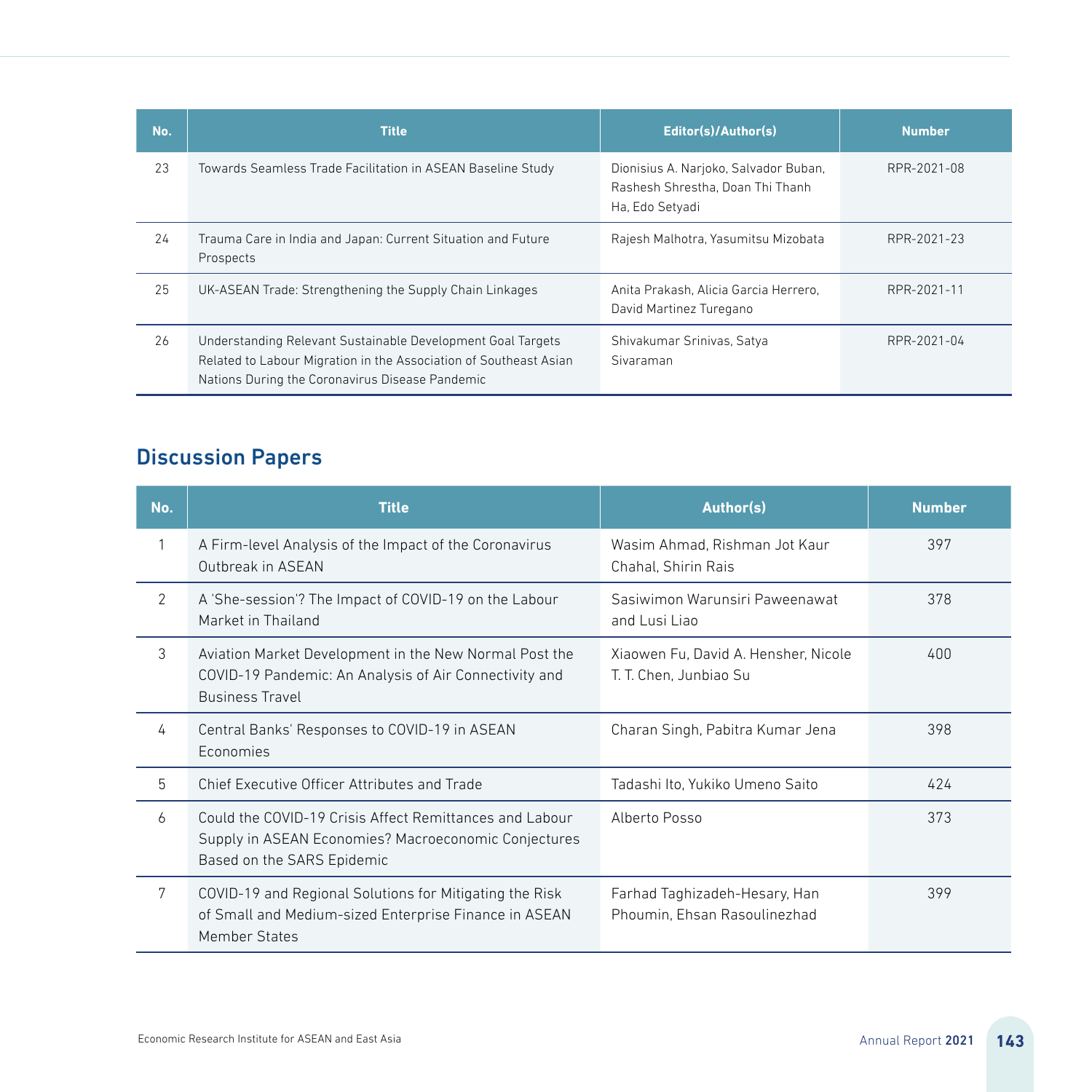| No. | Title | Editor(s)/Author(s) | Number |
|---|---|---|---|
| 23 | Towards Seamless Trade Facilitation in ASEAN Baseline Study | Dionisius A. Narjoko, Salvador Buban, Rashesh Shrestha, Doan Thi Thanh Ha, Edo Setyadi | RPR-2021-08 |
| 24 | Trauma Care in India and Japan: Current Situation and Future Prospects | Rajesh Malhotra, Yasumitsu Mizobata | RPR-2021-23 |
| 25 | UK-ASEAN Trade: Strengthening the Supply Chain Linkages | Anita Prakash, Alicia Garcia Herrero, David Martinez Turegano | RPR-2021-11 |
| 26 | Understanding Relevant Sustainable Development Goal Targets Related to Labour Migration in the Association of Southeast Asian Nations During the Coronavirus Disease Pandemic | Shivakumar Srinivas, Satya Sivaraman | RPR-2021-04 |

## Discussion Papers

| No. | Title | Author(s) | Number |
|---|---|---|---|
| 1 | A Firm-level Analysis of the Impact of the Coronavirus Outbreak in ASEAN | Wasim Ahmad, Rishman Jot Kaur Chahal, Shirin Rais | 397 |
| 2 | A 'She-session'? The Impact of COVID-19 on the Labour Market in Thailand | Sasiwimon Warunsiri Paweenawat and Lusi Liao | 378 |
| 3 | Aviation Market Development in the New Normal Post the COVID-19 Pandemic: An Analysis of Air Connectivity and Business Travel | Xiaowen Fu, David A. Hensher, Nicole T. T. Chen, Junbiao Su | 400 |
| 4 | Central Banks' Responses to COVID-19 in ASEAN Economies | Charan Singh, Pabitra Kumar Jena | 398 |
| 5 | Chief Executive Officer Attributes and Trade | Tadashi Ito, Yukiko Umeno Saito | 424 |
| 6 | Could the COVID-19 Crisis Affect Remittances and Labour Supply in ASEAN Economies? Macroeconomic Conjectures Based on the SARS Epidemic | Alberto Posso | 373 |
| 7 | COVID-19 and Regional Solutions for Mitigating the Risk of Small and Medium-sized Enterprise Finance in ASEAN Member States | Farhad Taghizadeh-Hesary, Han Phoumin, Ehsan Rasoulinezhad | 399 |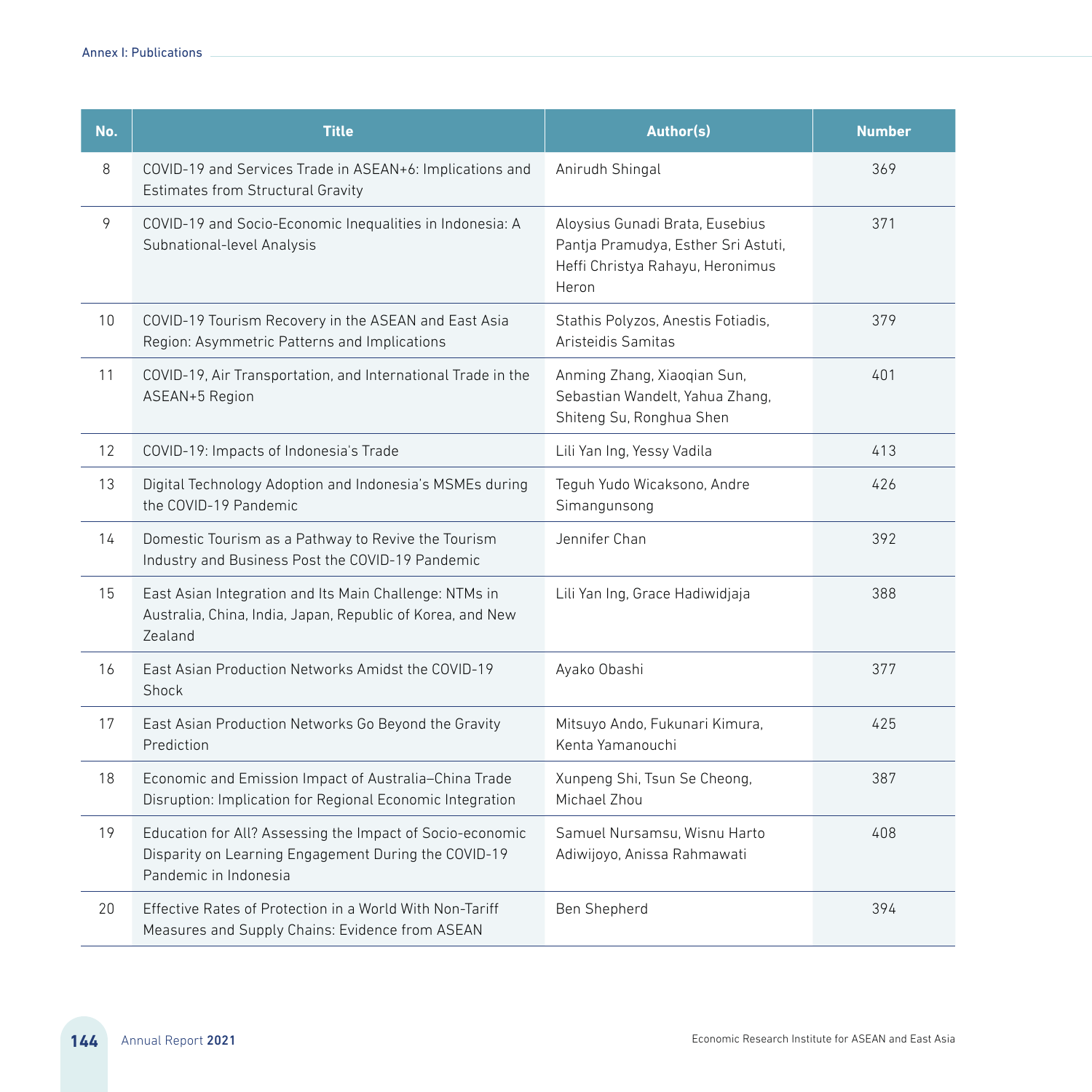| No. | Title | Author(s) | Number |
|---|---|---|---|
| 8 | COVID-19 and Services Trade in ASEAN+6: Implications and Estimates from Structural Gravity | Anirudh Shingal | 369 |
| 9 | COVID-19 and Socio-Economic Inequalities in Indonesia: A Subnational-level Analysis | Aloysius Gunadi Brata, Eusebius Pantja Pramudya, Esther Sri Astuti, Heffi Christya Rahayu, Heronimus Heron | 371 |
| 10 | COVID-19 Tourism Recovery in the ASEAN and East Asia Region: Asymmetric Patterns and Implications | Stathis Polyzos, Anestis Fotiadis, Aristeidis Samitas | 379 |
| 11 | COVID-19, Air Transportation, and International Trade in the ASEAN+5 Region | Anming Zhang, Xiaoqian Sun, Sebastian Wandelt, Yahua Zhang, Shiteng Su, Ronghua Shen | 401 |
| 12 | COVID-19: Impacts of Indonesia's Trade | Lili Yan Ing, Yessy Vadila | 413 |
| 13 | Digital Technology Adoption and Indonesia's MSMEs during the COVID-19 Pandemic | Teguh Yudo Wicaksono, Andre Simangunsong | 426 |
| 14 | Domestic Tourism as a Pathway to Revive the Tourism Industry and Business Post the COVID-19 Pandemic | Jennifer Chan | 392 |
| 15 | East Asian Integration and Its Main Challenge: NTMs in Australia, China, India, Japan, Republic of Korea, and New Zealand | Lili Yan Ing, Grace Hadiwidjaja | 388 |
| 16 | East Asian Production Networks Amidst the COVID-19 Shock | Ayako Obashi | 377 |
| 17 | East Asian Production Networks Go Beyond the Gravity Prediction | Mitsuyo Ando, Fukunari Kimura, Kenta Yamanouchi | 425 |
| 18 | Economic and Emission Impact of Australia–China Trade Disruption: Implication for Regional Economic Integration | Xunpeng Shi, Tsun Se Cheong, Michael Zhou | 387 |
| 19 | Education for All? Assessing the Impact of Socio-economic Disparity on Learning Engagement During the COVID-19 Pandemic in Indonesia | Samuel Nursamsu, Wisnu Harto Adiwijoyo, Anissa Rahmawati | 408 |
| 20 | Effective Rates of Protection in a World With Non-Tariff Measures and Supply Chains: Evidence from ASEAN | Ben Shepherd | 394 |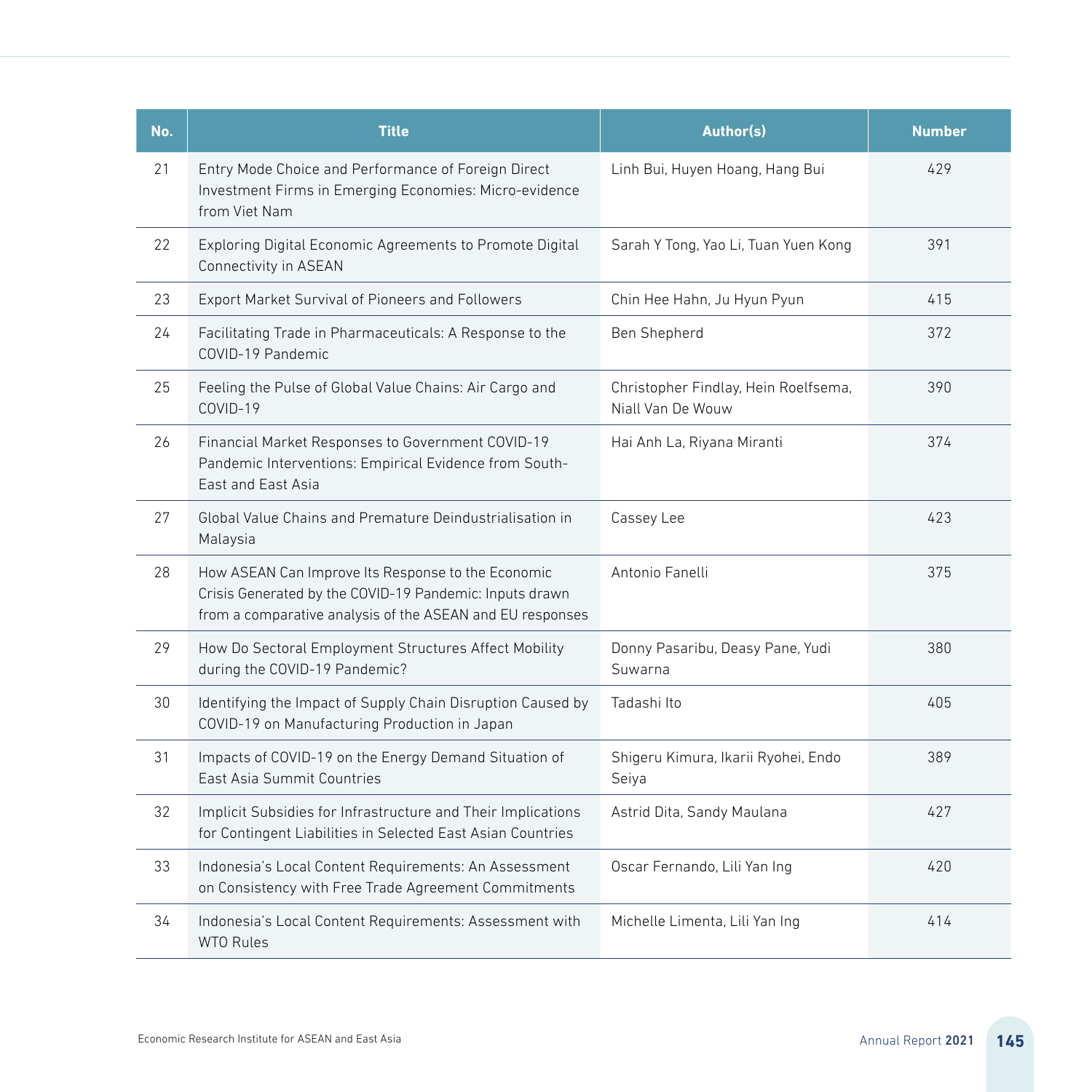| No. | Title | Author(s) | Number |
|---|---|---|---|
| 21 | Entry Mode Choice and Performance of Foreign Direct Investment Firms in Emerging Economies: Micro-evidence from Viet Nam | Linh Bui, Huyen Hoang, Hang Bui | 429 |
| 22 | Exploring Digital Economic Agreements to Promote Digital Connectivity in ASEAN | Sarah Y Tong, Yao Li, Tuan Yuen Kong | 391 |
| 23 | Export Market Survival of Pioneers and Followers | Chin Hee Hahn, Ju Hyun Pyun | 415 |
| 24 | Facilitating Trade in Pharmaceuticals: A Response to the COVID-19 Pandemic | Ben Shepherd | 372 |
| 25 | Feeling the Pulse of Global Value Chains: Air Cargo and COVID-19 | Christopher Findlay, Hein Roelfsema, Niall Van De Wouw | 390 |
| 26 | Financial Market Responses to Government COVID-19 Pandemic Interventions: Empirical Evidence from South-East and East Asia | Hai Anh La, Riyana Miranti | 374 |
| 27 | Global Value Chains and Premature Deindustrialisation in Malaysia | Cassey Lee | 423 |
| 28 | How ASEAN Can Improve Its Response to the Economic Crisis Generated by the COVID-19 Pandemic: Inputs drawn from a comparative analysis of the ASEAN and EU responses | Antonio Fanelli | 375 |
| 29 | How Do Sectoral Employment Structures Affect Mobility during the COVID-19 Pandemic? | Donny Pasaribu, Deasy Pane, Yudi Suwarna | 380 |
| 30 | Identifying the Impact of Supply Chain Disruption Caused by COVID-19 on Manufacturing Production in Japan | Tadashi Ito | 405 |
| 31 | Impacts of COVID-19 on the Energy Demand Situation of East Asia Summit Countries | Shigeru Kimura, Ikarii Ryohei, Endo Seiya | 389 |
| 32 | Implicit Subsidies for Infrastructure and Their Implications for Contingent Liabilities in Selected East Asian Countries | Astrid Dita, Sandy Maulana | 427 |
| 33 | Indonesia's Local Content Requirements: An Assessment on Consistency with Free Trade Agreement Commitments | Oscar Fernando, Lili Yan Ing | 420 |
| 34 | Indonesia's Local Content Requirements: Assessment with WTO Rules | Michelle Limenta, Lili Yan Ing | 414 |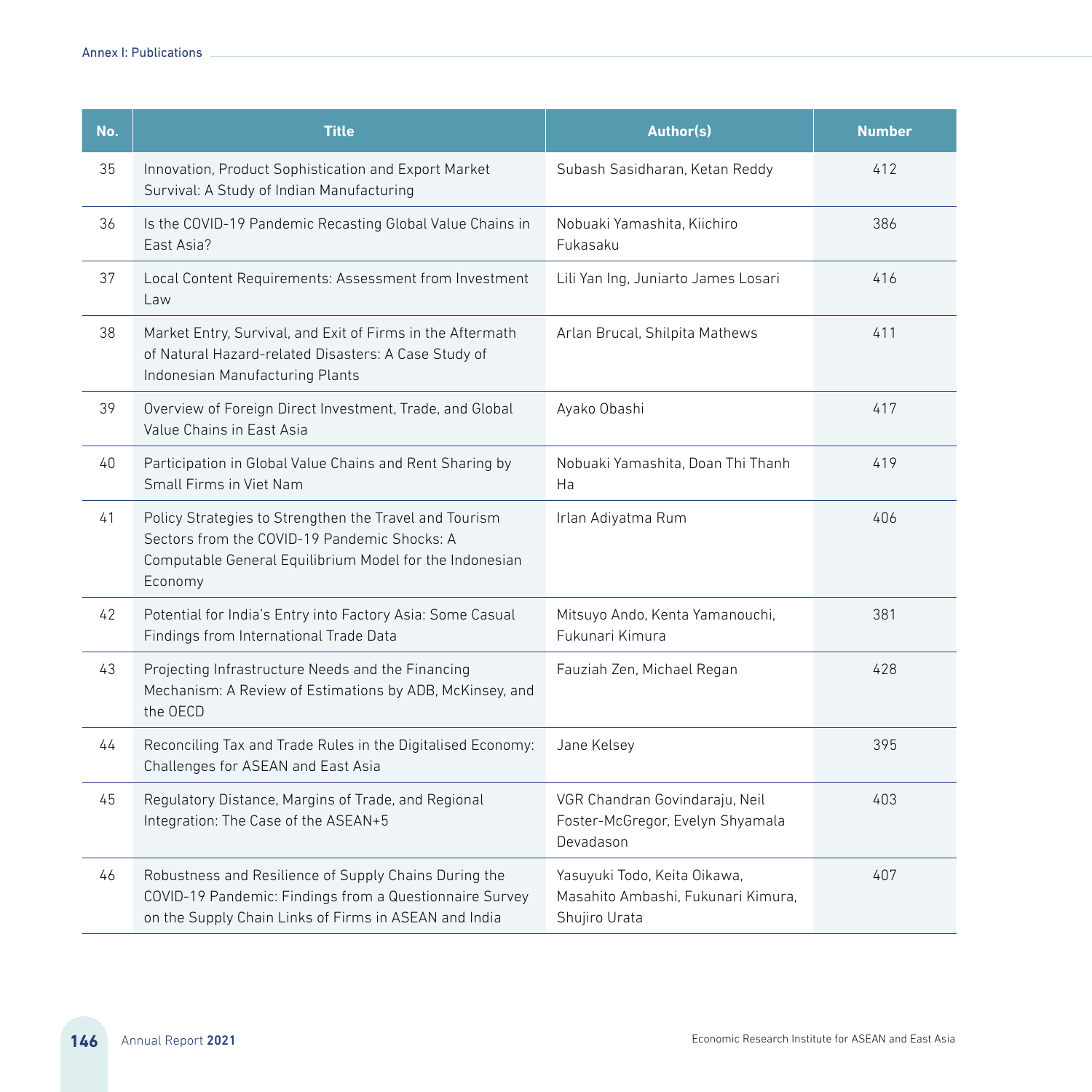| No. | Title | Author(s) | Number |
| --- | --- | --- | --- |
| 35 | Innovation, Product Sophistication and Export Market Survival: A Study of Indian Manufacturing | Subash Sasidharan, Ketan Reddy | 412 |
| 36 | Is the COVID-19 Pandemic Recasting Global Value Chains in East Asia? | Nobuaki Yamashita, Kiichiro Fukasaku | 386 |
| 37 | Local Content Requirements: Assessment from Investment Law | Lili Yan Ing, Juniarto James Losari | 416 |
| 38 | Market Entry, Survival, and Exit of Firms in the Aftermath of Natural Hazard-related Disasters: A Case Study of Indonesian Manufacturing Plants | Arlan Brucal, Shilpita Mathews | 411 |
| 39 | Overview of Foreign Direct Investment, Trade, and Global Value Chains in East Asia | Ayako Obashi | 417 |
| 40 | Participation in Global Value Chains and Rent Sharing by Small Firms in Viet Nam | Nobuaki Yamashita, Doan Thi Thanh Ha | 419 |
| 41 | Policy Strategies to Strengthen the Travel and Tourism Sectors from the COVID-19 Pandemic Shocks: A Computable General Equilibrium Model for the Indonesian Economy | Irlan Adiyatma Rum | 406 |
| 42 | Potential for India's Entry into Factory Asia: Some Casual Findings from International Trade Data | Mitsuyo Ando, Kenta Yamanouchi, Fukunari Kimura | 381 |
| 43 | Projecting Infrastructure Needs and the Financing Mechanism: A Review of Estimations by ADB, McKinsey, and the OECD | Fauziah Zen, Michael Regan | 428 |
| 44 | Reconciling Tax and Trade Rules in the Digitalised Economy: Challenges for ASEAN and East Asia | Jane Kelsey | 395 |
| 45 | Regulatory Distance, Margins of Trade, and Regional Integration: The Case of the ASEAN+5 | VGR Chandran Govindaraju, Neil Foster-McGregor, Evelyn Shyamala Devadason | 403 |
| 46 | Robustness and Resilience of Supply Chains During the COVID-19 Pandemic: Findings from a Questionnaire Survey on the Supply Chain Links of Firms in ASEAN and India | Yasuyuki Todo, Keita Oikawa, Masahito Ambashi, Fukunari Kimura, Shujiro Urata | 407 |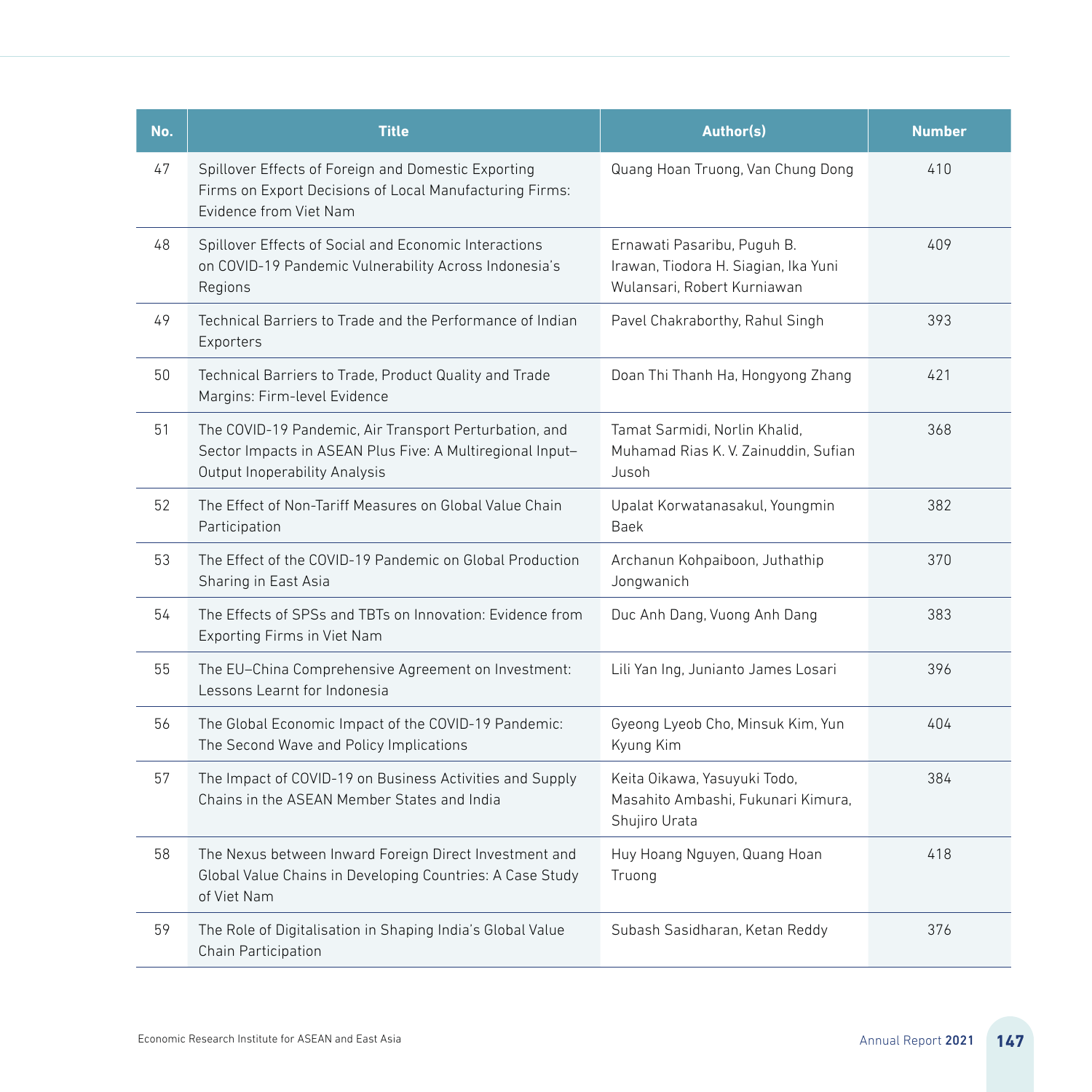| No. | Title | Author(s) | Number |
| --- | --- | --- | --- |
| 47 | Spillover Effects of Foreign and Domestic Exporting Firms on Export Decisions of Local Manufacturing Firms: Evidence from Viet Nam | Quang Hoan Truong, Van Chung Dong | 410 |
| 48 | Spillover Effects of Social and Economic Interactions on COVID-19 Pandemic Vulnerability Across Indonesia's Regions | Ernawati Pasaribu, Puguh B. Irawan, Tiodora H. Siagian, Ika Yuni Wulansari, Robert Kurniawan | 409 |
| 49 | Technical Barriers to Trade and the Performance of Indian Exporters | Pavel Chakraborthy, Rahul Singh | 393 |
| 50 | Technical Barriers to Trade, Product Quality and Trade Margins: Firm-level Evidence | Doan Thi Thanh Ha, Hongyong Zhang | 421 |
| 51 | The COVID-19 Pandemic, Air Transport Perturbation, and Sector Impacts in ASEAN Plus Five: A Multiregional Input–Output Inoperability Analysis | Tamat Sarmidi, Norlin Khalid, Muhamad Rias K. V. Zainuddin, Sufian Jusoh | 368 |
| 52 | The Effect of Non-Tariff Measures on Global Value Chain Participation | Upalat Korwatanasakul, Youngmin Baek | 382 |
| 53 | The Effect of the COVID-19 Pandemic on Global Production Sharing in East Asia | Archanun Kohpaiboon, Juthathip Jongwanich | 370 |
| 54 | The Effects of SPSs and TBTs on Innovation: Evidence from Exporting Firms in Viet Nam | Duc Anh Dang, Vuong Anh Dang | 383 |
| 55 | The EU–China Comprehensive Agreement on Investment: Lessons Learnt for Indonesia | Lili Yan Ing, Junianto James Losari | 396 |
| 56 | The Global Economic Impact of the COVID-19 Pandemic: The Second Wave and Policy Implications | Gyeong Lyeob Cho, Minsuk Kim, Yun Kyung Kim | 404 |
| 57 | The Impact of COVID-19 on Business Activities and Supply Chains in the ASEAN Member States and India | Keita Oikawa, Yasuyuki Todo, Masahito Ambashi, Fukunari Kimura, Shujiro Urata | 384 |
| 58 | The Nexus between Inward Foreign Direct Investment and Global Value Chains in Developing Countries: A Case Study of Viet Nam | Huy Hoang Nguyen, Quang Hoan Truong | 418 |
| 59 | The Role of Digitalisation in Shaping India's Global Value Chain Participation | Subash Sasidharan, Ketan Reddy | 376 |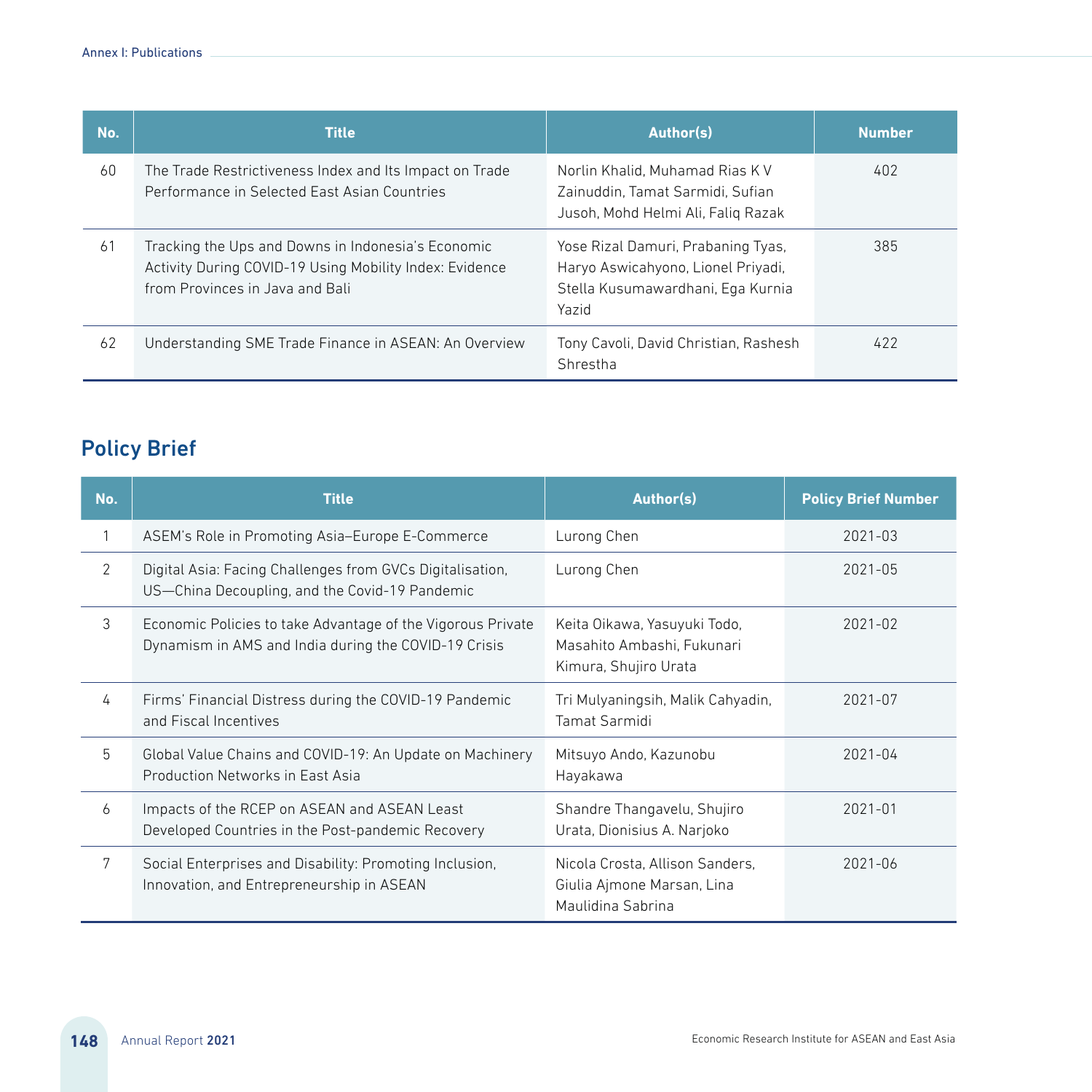| No. | Title | Author(s) | Number |
|---|---|---|---|
| 60 | The Trade Restrictiveness Index and Its Impact on Trade Performance in Selected East Asian Countries | Norlin Khalid, Muhamad Rias K V Zainuddin, Tamat Sarmidi, Sufian Jusoh, Mohd Helmi Ali, Faliq Razak | 402 |
| 61 | Tracking the Ups and Downs in Indonesia's Economic Activity During COVID-19 Using Mobility Index: Evidence from Provinces in Java and Bali | Yose Rizal Damuri, Prabaning Tyas, Haryo Aswicahyono, Lionel Priyadi, Stella Kusumawardhani, Ega Kurnia Yazid | 385 |
| 62 | Understanding SME Trade Finance in ASEAN: An Overview | Tony Cavoli, David Christian, Rashesh Shrestha | 422 |

## Policy Brief

| No. | Title | Author(s) | Policy Brief Number |
|---|---|---|---|
| 1 | ASEM's Role in Promoting Asia–Europe E-Commerce | Lurong Chen | 2021-03 |
| 2 | Digital Asia: Facing Challenges from GVCs Digitalisation, US—China Decoupling, and the Covid-19 Pandemic | Lurong Chen | 2021-05 |
| 3 | Economic Policies to take Advantage of the Vigorous Private Dynamism in AMS and India during the COVID-19 Crisis | Keita Oikawa, Yasuyuki Todo, Masahito Ambashi, Fukunari Kimura, Shujiro Urata | 2021-02 |
| 4 | Firms' Financial Distress during the COVID-19 Pandemic and Fiscal Incentives | Tri Mulyaningsih, Malik Cahyadin, Tamat Sarmidi | 2021-07 |
| 5 | Global Value Chains and COVID-19: An Update on Machinery Production Networks in East Asia | Mitsuyo Ando, Kazunobu Hayakawa | 2021-04 |
| 6 | Impacts of the RCEP on ASEAN and ASEAN Least Developed Countries in the Post-pandemic Recovery | Shandre Thangavelu, Shujiro Urata, Dionisius A. Narjoko | 2021-01 |
| 7 | Social Enterprises and Disability: Promoting Inclusion, Innovation, and Entrepreneurship in ASEAN | Nicola Crosta, Allison Sanders, Giulia Ajmone Marsan, Lina Maulidina Sabrina | 2021-06 |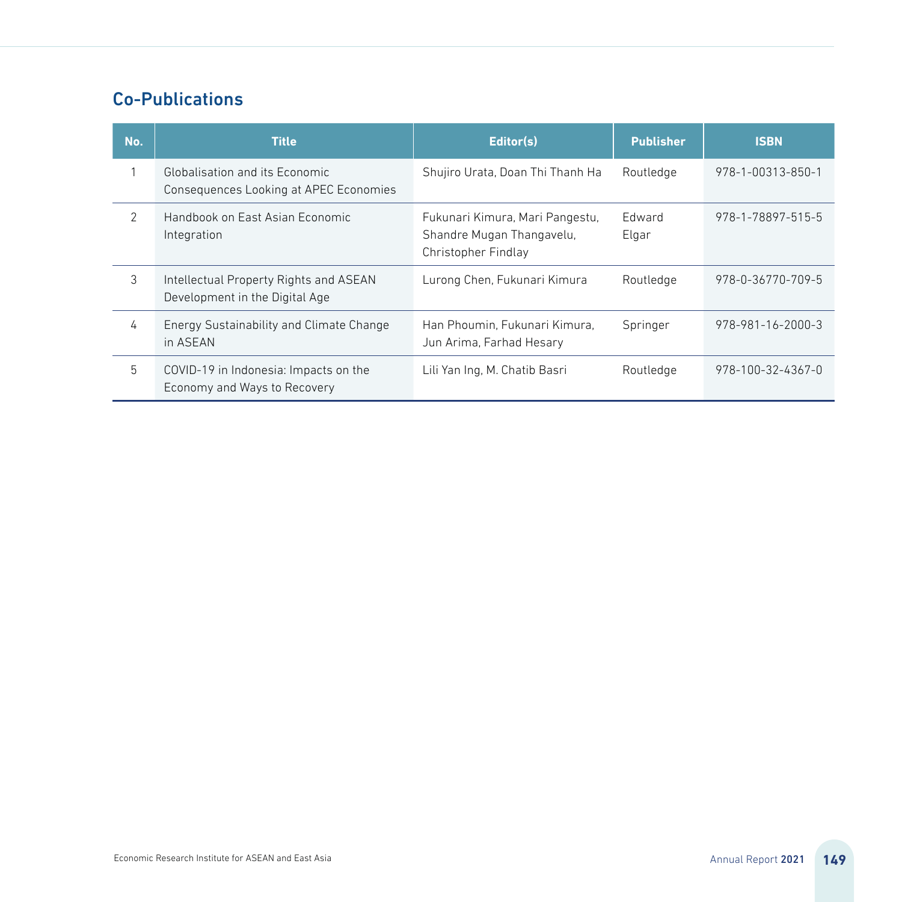## Co-Publications

| No. | Title | Editor(s) | Publisher | ISBN |
|---|---|---|---|---|
| 1 | Globalisation and its Economic Consequences Looking at APEC Economies | Shujiro Urata, Doan Thi Thanh Ha | Routledge | 978-1-00313-850-1 |
| 2 | Handbook on East Asian Economic Integration | Fukunari Kimura, Mari Pangestu, Shandre Mugan Thangavelu, Christopher Findlay | Edward Elgar | 978-1-78897-515-5 |
| 3 | Intellectual Property Rights and ASEAN Development in the Digital Age | Lurong Chen, Fukunari Kimura | Routledge | 978-0-36770-709-5 |
| 4 | Energy Sustainability and Climate Change in ASEAN | Han Phoumin, Fukunari Kimura, Jun Arima, Farhad Hesary | Springer | 978-981-16-2000-3 |
| 5 | COVID-19 in Indonesia: Impacts on the Economy and Ways to Recovery | Lili Yan Ing, M. Chatib Basri | Routledge | 978-100-32-4367-0 |